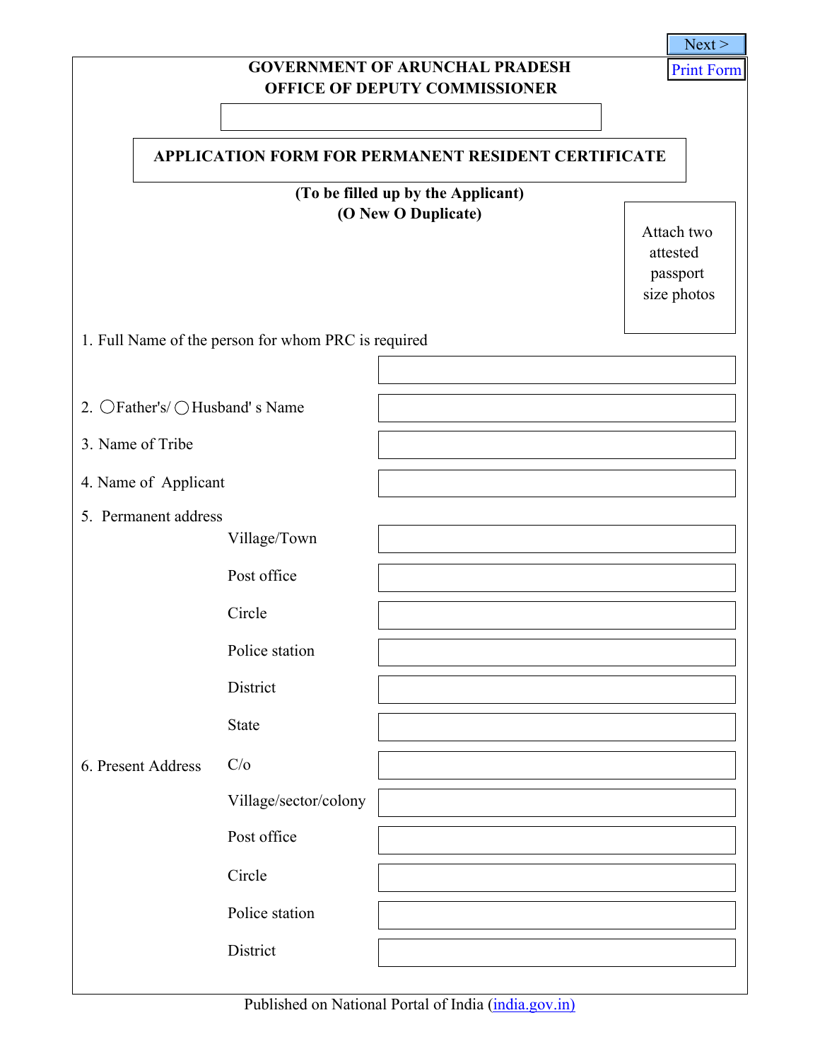Next >

Print Form

**GOVERNMENT OF ARUNCHAL PRADESH**
**OFFICE OF DEPUTY COMMISSIONER**

## APPLICATION FORM FOR PERMANENT RESIDENT CERTIFICATE

**(To be filled up by the Applicant)**
**(O New O Duplicate)**

Attach two attested passport size photos

1. Full Name of the person for whom PRC is required

2. ◯Father's/ ◯Husband' s Name

3. Name of Tribe

4. Name of Applicant

5. Permanent address
   - Village/Town
   - Post office
   - Circle
   - Police station
   - District
   - State

6. Present Address
   - C/o
   - Village/sector/colony
   - Post office
   - Circle
   - Police station
   - District

Published on National Portal of India (india.gov.in)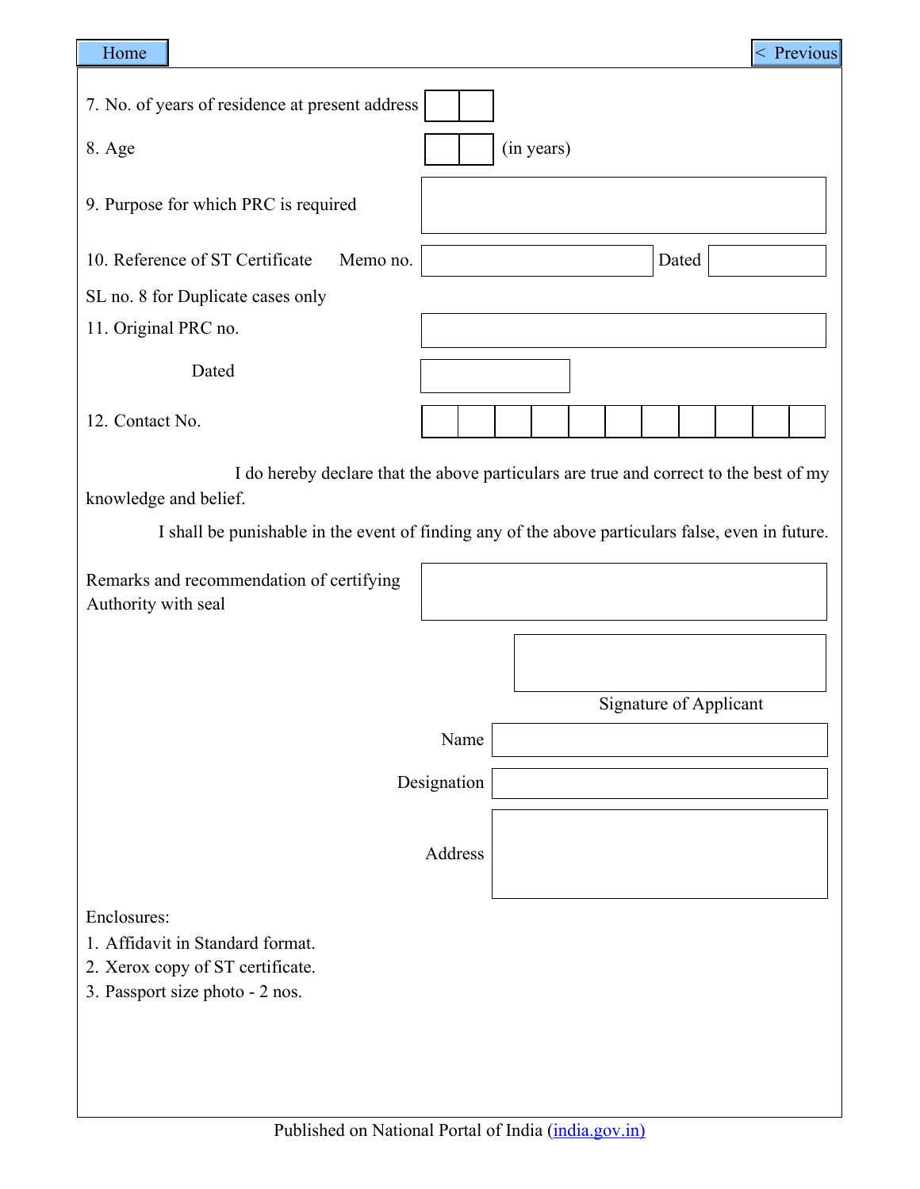Home

< Previous

7. No. of years of residence at present address

8. Age (in years)

9. Purpose for which PRC is required

10. Reference of ST Certificate Memo no. Dated

SL no. 8 for Duplicate cases only

11. Original PRC no.

Dated

12. Contact No.

I do hereby declare that the above particulars are true and correct to the best of my knowledge and belief.

I shall be punishable in the event of finding any of the above particulars false, even in future.

Remarks and recommendation of certifying Authority with seal

Signature of Applicant

Name

Designation

Address

Enclosures:

1. Affidavit in Standard format.
2. Xerox copy of ST certificate.
3. Passport size photo - 2 nos.

Published on National Portal of India (india.gov.in)